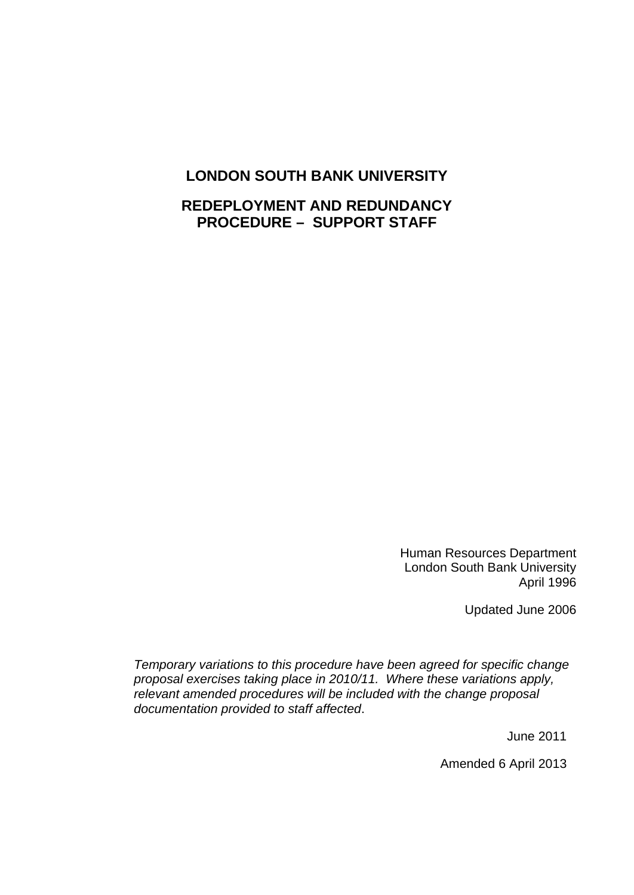# LONDON SOUTH BANK UNIVERSITY

## REDEPLOYMENT AND REDUNDANCY PROCEDURE – SUPPORT STAFF

Human Resources Department
London South Bank University
April 1996

Updated June 2006

*Temporary variations to this procedure have been agreed for specific change proposal exercises taking place in 2010/11. Where these variations apply, relevant amended procedures will be included with the change proposal documentation provided to staff affected*.

June 2011

Amended 6 April 2013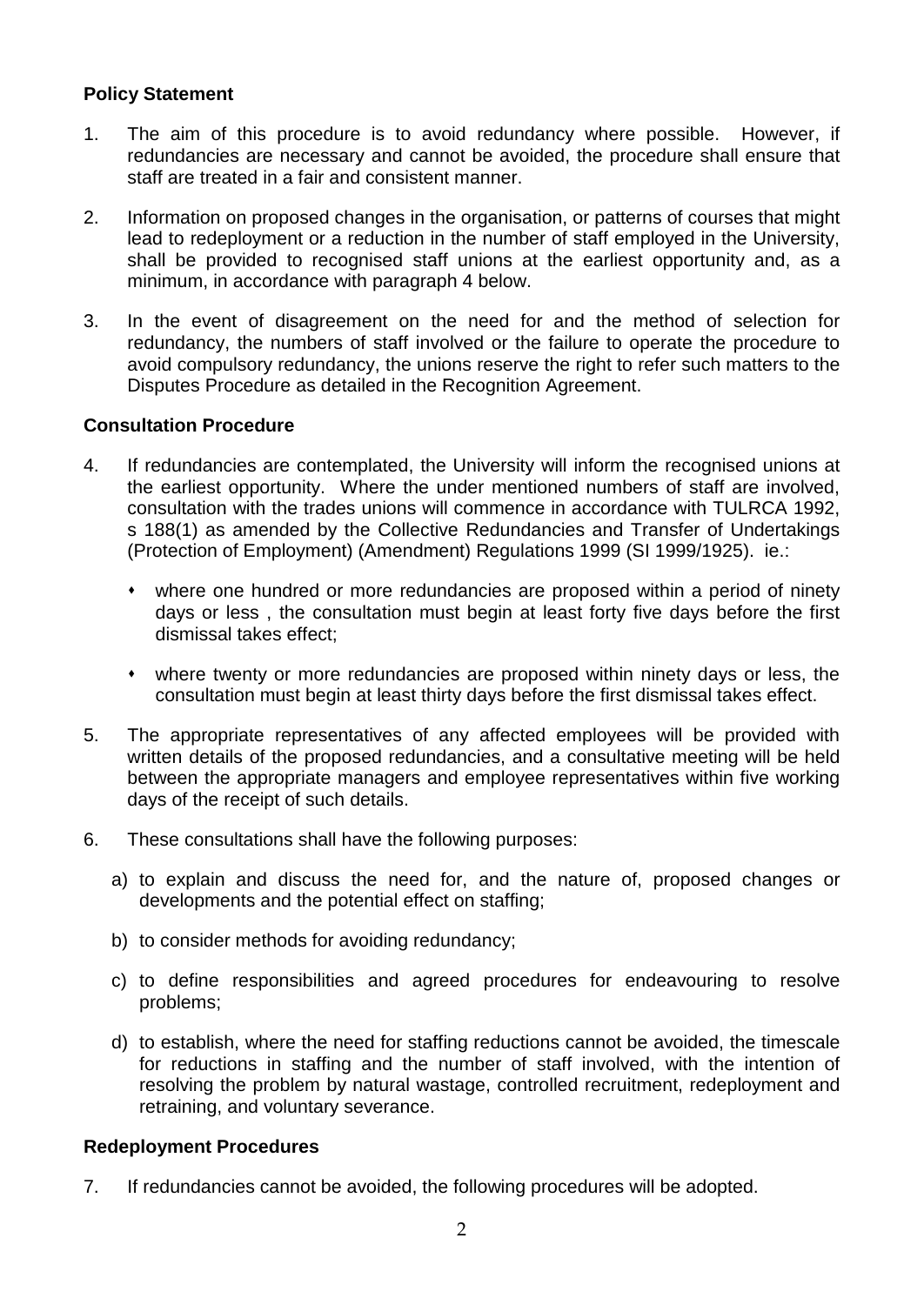**Policy Statement**

1. The aim of this procedure is to avoid redundancy where possible. However, if redundancies are necessary and cannot be avoided, the procedure shall ensure that staff are treated in a fair and consistent manner.

2. Information on proposed changes in the organisation, or patterns of courses that might lead to redeployment or a reduction in the number of staff employed in the University, shall be provided to recognised staff unions at the earliest opportunity and, as a minimum, in accordance with paragraph 4 below.

3. In the event of disagreement on the need for and the method of selection for redundancy, the numbers of staff involved or the failure to operate the procedure to avoid compulsory redundancy, the unions reserve the right to refer such matters to the Disputes Procedure as detailed in the Recognition Agreement.

**Consultation Procedure**

4. If redundancies are contemplated, the University will inform the recognised unions at the earliest opportunity. Where the under mentioned numbers of staff are involved, consultation with the trades unions will commence in accordance with TULRCA 1992, s 188(1) as amended by the Collective Redundancies and Transfer of Undertakings (Protection of Employment) (Amendment) Regulations 1999 (SI 1999/1925). ie.:

   - where one hundred or more redundancies are proposed within a period of ninety days or less , the consultation must begin at least forty five days before the first dismissal takes effect;

   - where twenty or more redundancies are proposed within ninety days or less, the consultation must begin at least thirty days before the first dismissal takes effect.

5. The appropriate representatives of any affected employees will be provided with written details of the proposed redundancies, and a consultative meeting will be held between the appropriate managers and employee representatives within five working days of the receipt of such details.

6. These consultations shall have the following purposes:

   a) to explain and discuss the need for, and the nature of, proposed changes or developments and the potential effect on staffing;

   b) to consider methods for avoiding redundancy;

   c) to define responsibilities and agreed procedures for endeavouring to resolve problems;

   d) to establish, where the need for staffing reductions cannot be avoided, the timescale for reductions in staffing and the number of staff involved, with the intention of resolving the problem by natural wastage, controlled recruitment, redeployment and retraining, and voluntary severance.

**Redeployment Procedures**

7. If redundancies cannot be avoided, the following procedures will be adopted.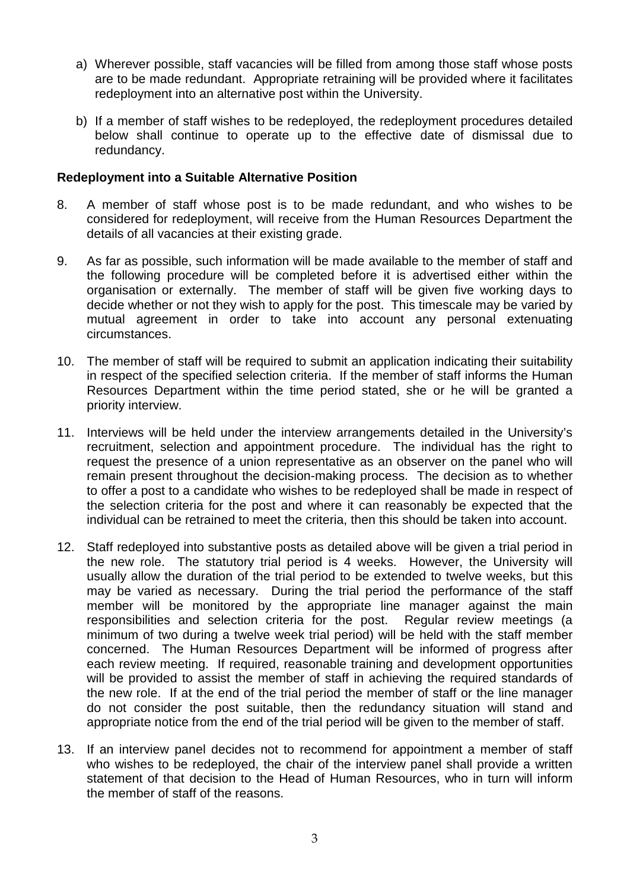a) Wherever possible, staff vacancies will be filled from among those staff whose posts are to be made redundant. Appropriate retraining will be provided where it facilitates redeployment into an alternative post within the University.

b) If a member of staff wishes to be redeployed, the redeployment procedures detailed below shall continue to operate up to the effective date of dismissal due to redundancy.

**Redeployment into a Suitable Alternative Position**

8. A member of staff whose post is to be made redundant, and who wishes to be considered for redeployment, will receive from the Human Resources Department the details of all vacancies at their existing grade.

9. As far as possible, such information will be made available to the member of staff and the following procedure will be completed before it is advertised either within the organisation or externally. The member of staff will be given five working days to decide whether or not they wish to apply for the post. This timescale may be varied by mutual agreement in order to take into account any personal extenuating circumstances.

10. The member of staff will be required to submit an application indicating their suitability in respect of the specified selection criteria. If the member of staff informs the Human Resources Department within the time period stated, she or he will be granted a priority interview.

11. Interviews will be held under the interview arrangements detailed in the University's recruitment, selection and appointment procedure. The individual has the right to request the presence of a union representative as an observer on the panel who will remain present throughout the decision-making process. The decision as to whether to offer a post to a candidate who wishes to be redeployed shall be made in respect of the selection criteria for the post and where it can reasonably be expected that the individual can be retrained to meet the criteria, then this should be taken into account.

12. Staff redeployed into substantive posts as detailed above will be given a trial period in the new role. The statutory trial period is 4 weeks. However, the University will usually allow the duration of the trial period to be extended to twelve weeks, but this may be varied as necessary. During the trial period the performance of the staff member will be monitored by the appropriate line manager against the main responsibilities and selection criteria for the post. Regular review meetings (a minimum of two during a twelve week trial period) will be held with the staff member concerned. The Human Resources Department will be informed of progress after each review meeting. If required, reasonable training and development opportunities will be provided to assist the member of staff in achieving the required standards of the new role. If at the end of the trial period the member of staff or the line manager do not consider the post suitable, then the redundancy situation will stand and appropriate notice from the end of the trial period will be given to the member of staff.

13. If an interview panel decides not to recommend for appointment a member of staff who wishes to be redeployed, the chair of the interview panel shall provide a written statement of that decision to the Head of Human Resources, who in turn will inform the member of staff of the reasons.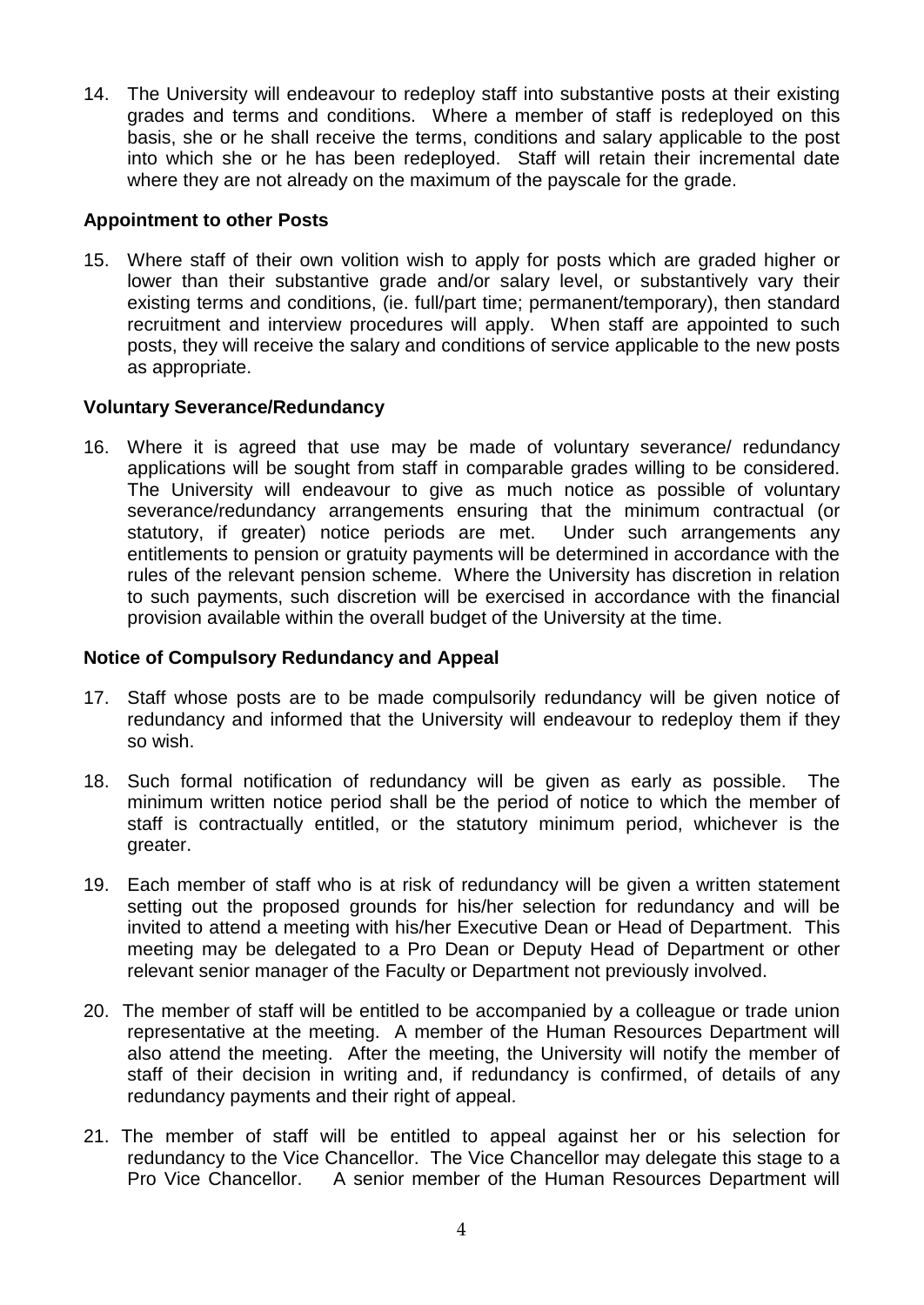14. The University will endeavour to redeploy staff into substantive posts at their existing grades and terms and conditions. Where a member of staff is redeployed on this basis, she or he shall receive the terms, conditions and salary applicable to the post into which she or he has been redeployed. Staff will retain their incremental date where they are not already on the maximum of the payscale for the grade.

**Appointment to other Posts**

15. Where staff of their own volition wish to apply for posts which are graded higher or lower than their substantive grade and/or salary level, or substantively vary their existing terms and conditions, (ie. full/part time; permanent/temporary), then standard recruitment and interview procedures will apply. When staff are appointed to such posts, they will receive the salary and conditions of service applicable to the new posts as appropriate.

**Voluntary Severance/Redundancy**

16. Where it is agreed that use may be made of voluntary severance/ redundancy applications will be sought from staff in comparable grades willing to be considered. The University will endeavour to give as much notice as possible of voluntary severance/redundancy arrangements ensuring that the minimum contractual (or statutory, if greater) notice periods are met. Under such arrangements any entitlements to pension or gratuity payments will be determined in accordance with the rules of the relevant pension scheme. Where the University has discretion in relation to such payments, such discretion will be exercised in accordance with the financial provision available within the overall budget of the University at the time.

**Notice of Compulsory Redundancy and Appeal**

17. Staff whose posts are to be made compulsorily redundancy will be given notice of redundancy and informed that the University will endeavour to redeploy them if they so wish.

18. Such formal notification of redundancy will be given as early as possible. The minimum written notice period shall be the period of notice to which the member of staff is contractually entitled, or the statutory minimum period, whichever is the greater.

19. Each member of staff who is at risk of redundancy will be given a written statement setting out the proposed grounds for his/her selection for redundancy and will be invited to attend a meeting with his/her Executive Dean or Head of Department. This meeting may be delegated to a Pro Dean or Deputy Head of Department or other relevant senior manager of the Faculty or Department not previously involved.

20. The member of staff will be entitled to be accompanied by a colleague or trade union representative at the meeting. A member of the Human Resources Department will also attend the meeting. After the meeting, the University will notify the member of staff of their decision in writing and, if redundancy is confirmed, of details of any redundancy payments and their right of appeal.

21. The member of staff will be entitled to appeal against her or his selection for redundancy to the Vice Chancellor. The Vice Chancellor may delegate this stage to a Pro Vice Chancellor. A senior member of the Human Resources Department will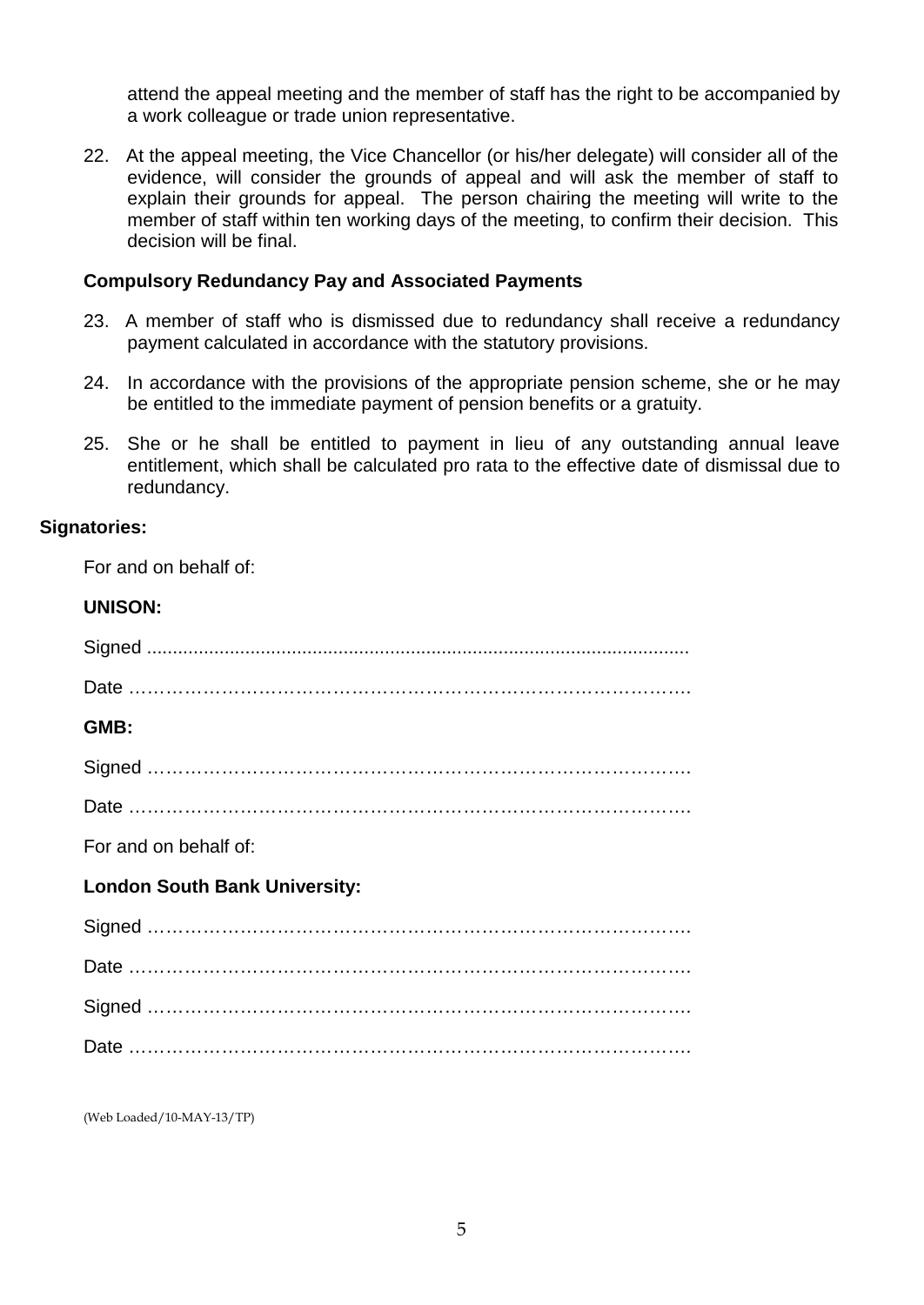attend the appeal meeting and the member of staff has the right to be accompanied by a work colleague or trade union representative.

22. At the appeal meeting, the Vice Chancellor (or his/her delegate) will consider all of the evidence, will consider the grounds of appeal and will ask the member of staff to explain their grounds for appeal. The person chairing the meeting will write to the member of staff within ten working days of the meeting, to confirm their decision. This decision will be final.

**Compulsory Redundancy Pay and Associated Payments**

23. A member of staff who is dismissed due to redundancy shall receive a redundancy payment calculated in accordance with the statutory provisions.

24. In accordance with the provisions of the appropriate pension scheme, she or he may be entitled to the immediate payment of pension benefits or a gratuity.

25. She or he shall be entitled to payment in lieu of any outstanding annual leave entitlement, which shall be calculated pro rata to the effective date of dismissal due to redundancy.

**Signatories:**

For and on behalf of:

**UNISON:**

Signed ........................................................................................................

Date …………………………………………………………………………….

**GMB:**

Signed ……………………………………………………………………………

Date …………………………………………………………………………….

For and on behalf of:

**London South Bank University:**

Signed ……………………………………………………………………………

Date …………………………………………………………………………….

Signed ……………………………………………………………………………

Date …………………………………………………………………………….

(Web Loaded/10-MAY-13/TP)